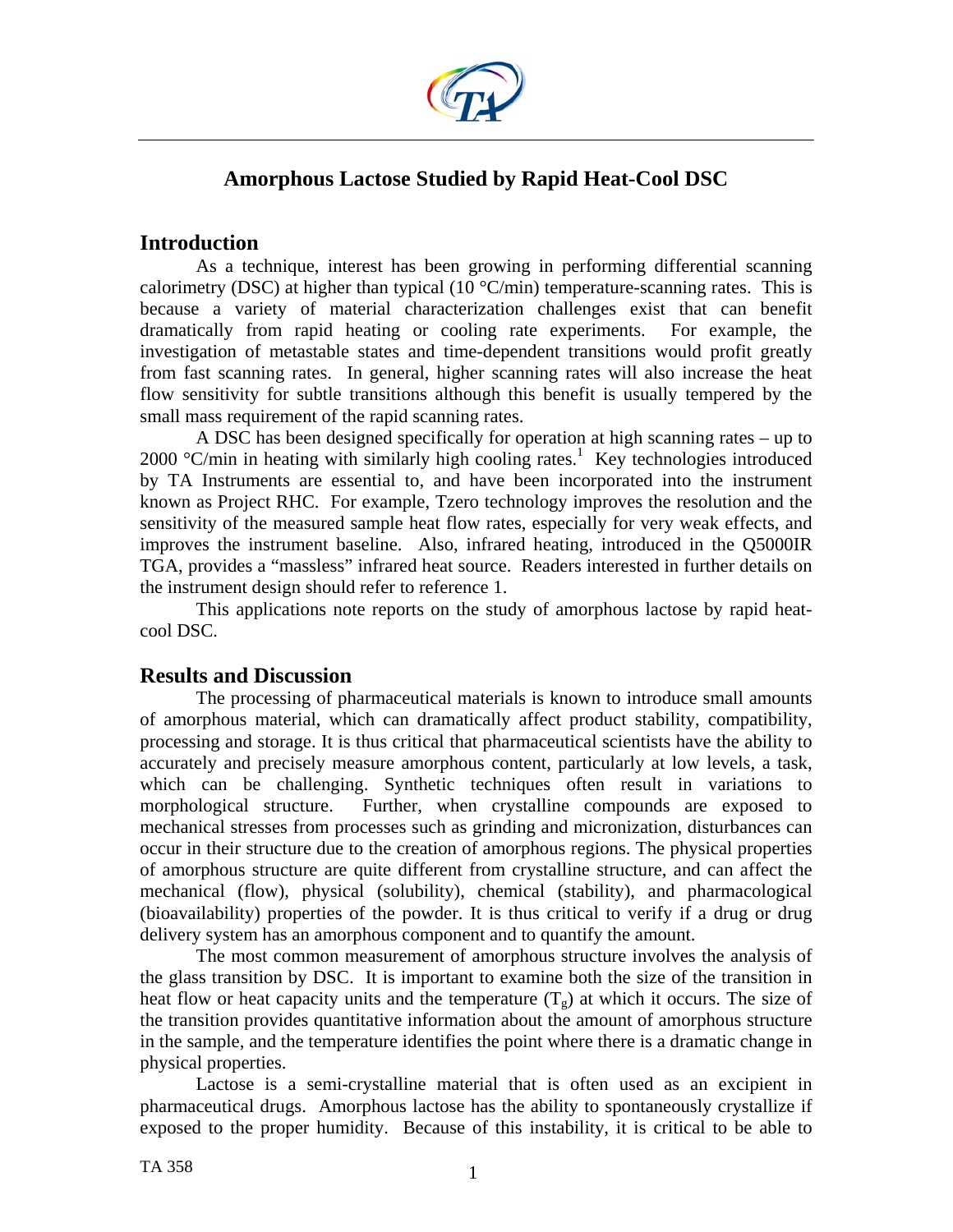# Amorphous Lactose Studied by Rapid Heat-Cool DSC

## Introduction

As a technique, interest has been growing in performing differential scanning calorimetry (DSC) at higher than typical (10 °C/min) temperature-scanning rates. This is because a variety of material characterization challenges exist that can benefit dramatically from rapid heating or cooling rate experiments. For example, the investigation of metastable states and time-dependent transitions would profit greatly from fast scanning rates. In general, higher scanning rates will also increase the heat flow sensitivity for subtle transitions although this benefit is usually tempered by the small mass requirement of the rapid scanning rates.

A DSC has been designed specifically for operation at high scanning rates – up to 2000 °C/min in heating with similarly high cooling rates.[1] Key technologies introduced by TA Instruments are essential to, and have been incorporated into the instrument known as Project RHC. For example, Tzero technology improves the resolution and the sensitivity of the measured sample heat flow rates, especially for very weak effects, and improves the instrument baseline. Also, infrared heating, introduced in the Q5000IR TGA, provides a "massless" infrared heat source. Readers interested in further details on the instrument design should refer to reference 1.

This applications note reports on the study of amorphous lactose by rapid heat-cool DSC.

## Results and Discussion

The processing of pharmaceutical materials is known to introduce small amounts of amorphous material, which can dramatically affect product stability, compatibility, processing and storage. It is thus critical that pharmaceutical scientists have the ability to accurately and precisely measure amorphous content, particularly at low levels, a task, which can be challenging. Synthetic techniques often result in variations to morphological structure. Further, when crystalline compounds are exposed to mechanical stresses from processes such as grinding and micronization, disturbances can occur in their structure due to the creation of amorphous regions. The physical properties of amorphous structure are quite different from crystalline structure, and can affect the mechanical (flow), physical (solubility), chemical (stability), and pharmacological (bioavailability) properties of the powder. It is thus critical to verify if a drug or drug delivery system has an amorphous component and to quantify the amount.

The most common measurement of amorphous structure involves the analysis of the glass transition by DSC. It is important to examine both the size of the transition in heat flow or heat capacity units and the temperature ($T_g$) at which it occurs. The size of the transition provides quantitative information about the amount of amorphous structure in the sample, and the temperature identifies the point where there is a dramatic change in physical properties.

Lactose is a semi-crystalline material that is often used as an excipient in pharmaceutical drugs. Amorphous lactose has the ability to spontaneously crystallize if exposed to the proper humidity. Because of this instability, it is critical to be able to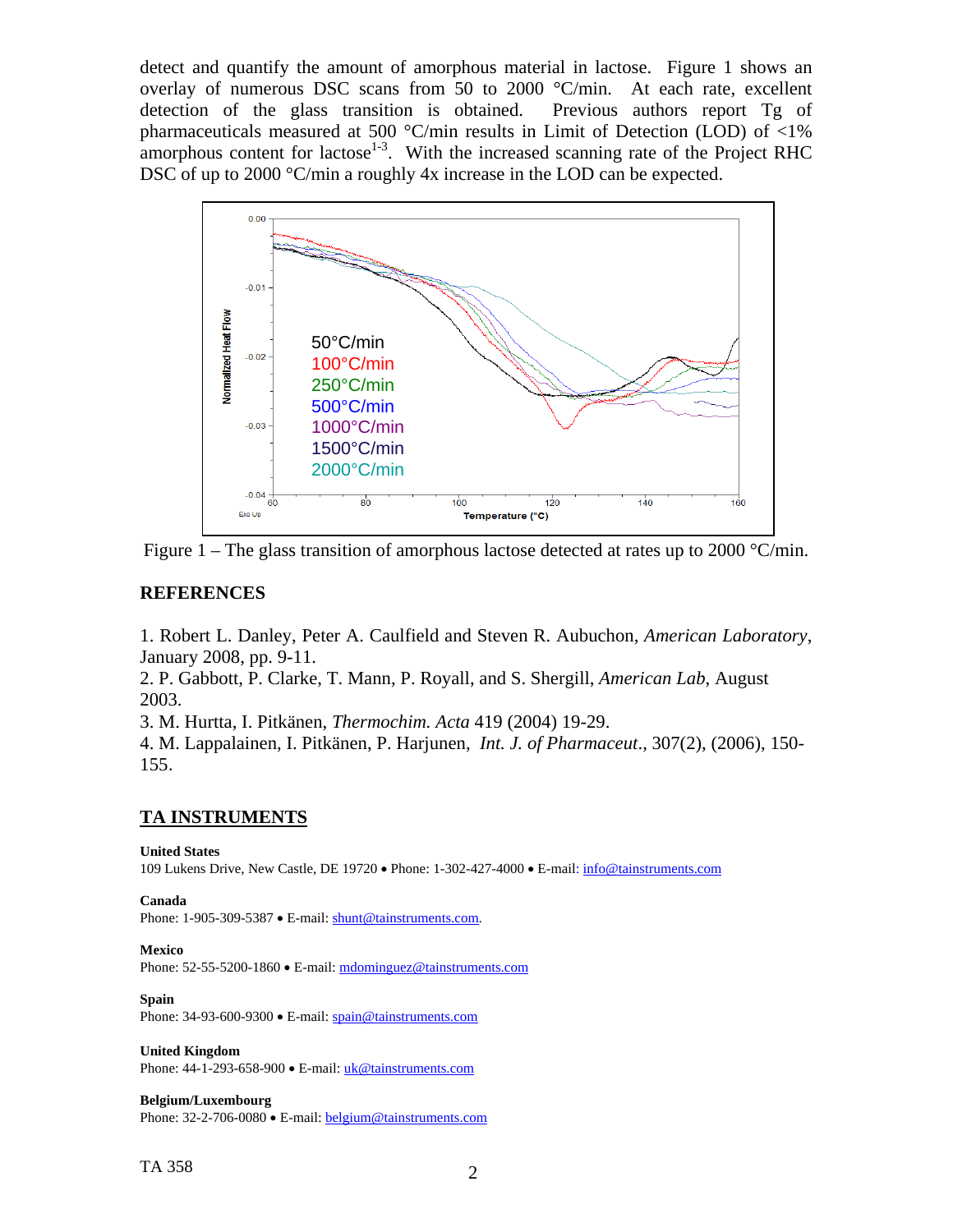detect and quantify the amount of amorphous material in lactose. Figure 1 shows an overlay of numerous DSC scans from 50 to 2000 °C/min. At each rate, excellent detection of the glass transition is obtained. Previous authors report Tg of pharmaceuticals measured at 500 °C/min results in Limit of Detection (LOD) of <1% amorphous content for lactose[1-3]. With the increased scanning rate of the Project RHC DSC of up to 2000 °C/min a roughly 4x increase in the LOD can be expected.

Figure 1 – The glass transition of amorphous lactose detected at rates up to 2000 °C/min.

## REFERENCES

1. Robert L. Danley, Peter A. Caulfield and Steven R. Aubuchon, *American Laboratory*, January 2008, pp. 9-11.
2. P. Gabbott, P. Clarke, T. Mann, P. Royall, and S. Shergill, *American Lab*, August 2003.
3. M. Hurtta, I. Pitkänen, *Thermochim. Acta* 419 (2004) 19-29.
4. M. Lappalainen, I. Pitkänen, P. Harjunen, *Int. J. of Pharmaceut*., 307(2), (2006), 150-155.

## TA INSTRUMENTS

**United States**
109 Lukens Drive, New Castle, DE 19720 • Phone: 1-302-427-4000 • E-mail: info@tainstruments.com

**Canada**
Phone: 1-905-309-5387 • E-mail: shunt@tainstruments.com.

**Mexico**
Phone: 52-55-5200-1860 • E-mail: mdominguez@tainstruments.com

**Spain**
Phone: 34-93-600-9300 • E-mail: spain@tainstruments.com

**United Kingdom**
Phone: 44-1-293-658-900 • E-mail: uk@tainstruments.com

**Belgium/Luxembourg**
Phone: 32-2-706-0080 • E-mail: belgium@tainstruments.com

TA 358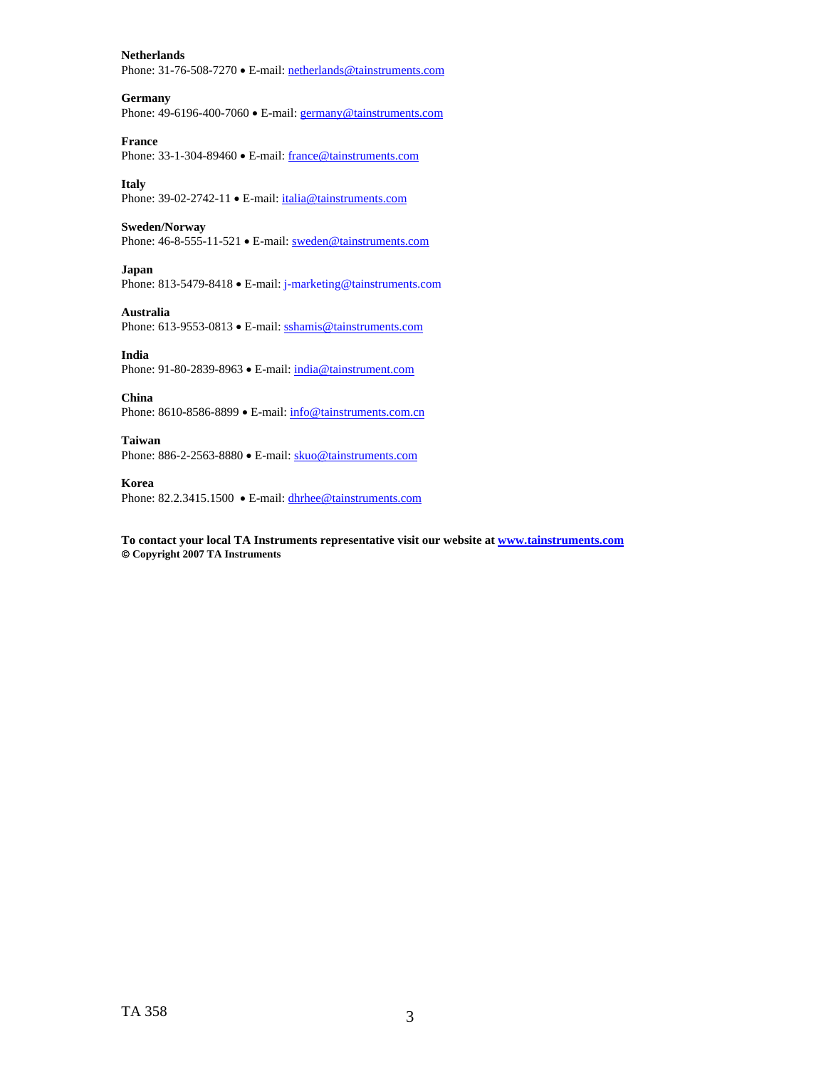**Netherlands**
Phone: 31-76-508-7270 • E-mail: netherlands@tainstruments.com

**Germany**
Phone: 49-6196-400-7060 • E-mail: germany@tainstruments.com

**France**
Phone: 33-1-304-89460 • E-mail: france@tainstruments.com

**Italy**
Phone: 39-02-2742-11 • E-mail: italia@tainstruments.com

**Sweden/Norway**
Phone: 46-8-555-11-521 • E-mail: sweden@tainstruments.com

**Japan**
Phone: 813-5479-8418 • E-mail: j-marketing@tainstruments.com

**Australia**
Phone: 613-9553-0813 • E-mail: sshamis@tainstruments.com

**India**
Phone: 91-80-2839-8963 • E-mail: india@tainstrument.com

**China**
Phone: 8610-8586-8899 • E-mail: info@tainstruments.com.cn

**Taiwan**
Phone: 886-2-2563-8880 • E-mail: skuo@tainstruments.com

**Korea**
Phone: 82.2.3415.1500 • E-mail: dhrhee@tainstruments.com

**To contact your local TA Instruments representative visit our website at www.tainstruments.com**
**© Copyright 2007 TA Instruments**

TA 358